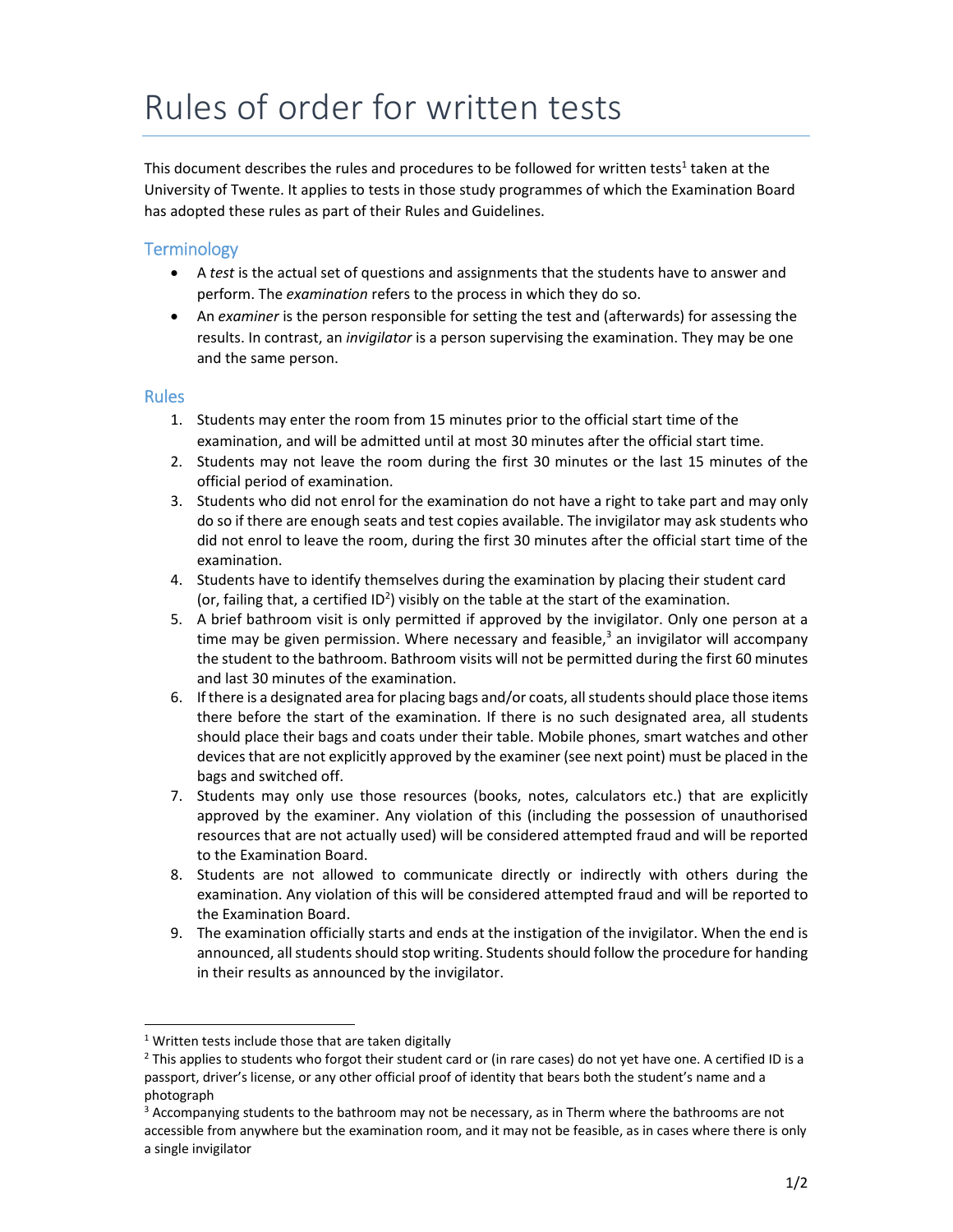# Rules of order for written tests

This document describes the rules and procedures to be followed for written tests[1] taken at the University of Twente. It applies to tests in those study programmes of which the Examination Board has adopted these rules as part of their Rules and Guidelines.

## Terminology

- A *test* is the actual set of questions and assignments that the students have to answer and perform. The *examination* refers to the process in which they do so.
- An *examiner* is the person responsible for setting the test and (afterwards) for assessing the results. In contrast, an *invigilator* is a person supervising the examination. They may be one and the same person.

## Rules

1. Students may enter the room from 15 minutes prior to the official start time of the examination, and will be admitted until at most 30 minutes after the official start time.
2. Students may not leave the room during the first 30 minutes or the last 15 minutes of the official period of examination.
3. Students who did not enrol for the examination do not have a right to take part and may only do so if there are enough seats and test copies available. The invigilator may ask students who did not enrol to leave the room, during the first 30 minutes after the official start time of the examination.
4. Students have to identify themselves during the examination by placing their student card (or, failing that, a certified ID[2]) visibly on the table at the start of the examination.
5. A brief bathroom visit is only permitted if approved by the invigilator. Only one person at a time may be given permission. Where necessary and feasible,[3] an invigilator will accompany the student to the bathroom. Bathroom visits will not be permitted during the first 60 minutes and last 30 minutes of the examination.
6. If there is a designated area for placing bags and/or coats, all students should place those items there before the start of the examination. If there is no such designated area, all students should place their bags and coats under their table. Mobile phones, smart watches and other devices that are not explicitly approved by the examiner (see next point) must be placed in the bags and switched off.
7. Students may only use those resources (books, notes, calculators etc.) that are explicitly approved by the examiner. Any violation of this (including the possession of unauthorised resources that are not actually used) will be considered attempted fraud and will be reported to the Examination Board.
8. Students are not allowed to communicate directly or indirectly with others during the examination. Any violation of this will be considered attempted fraud and will be reported to the Examination Board.
9. The examination officially starts and ends at the instigation of the invigilator. When the end is announced, all students should stop writing. Students should follow the procedure for handing in their results as announced by the invigilator.

---

[1] Written tests include those that are taken digitally

[2] This applies to students who forgot their student card or (in rare cases) do not yet have one. A certified ID is a passport, driver's license, or any other official proof of identity that bears both the student's name and a photograph

[3] Accompanying students to the bathroom may not be necessary, as in Therm where the bathrooms are not accessible from anywhere but the examination room, and it may not be feasible, as in cases where there is only a single invigilator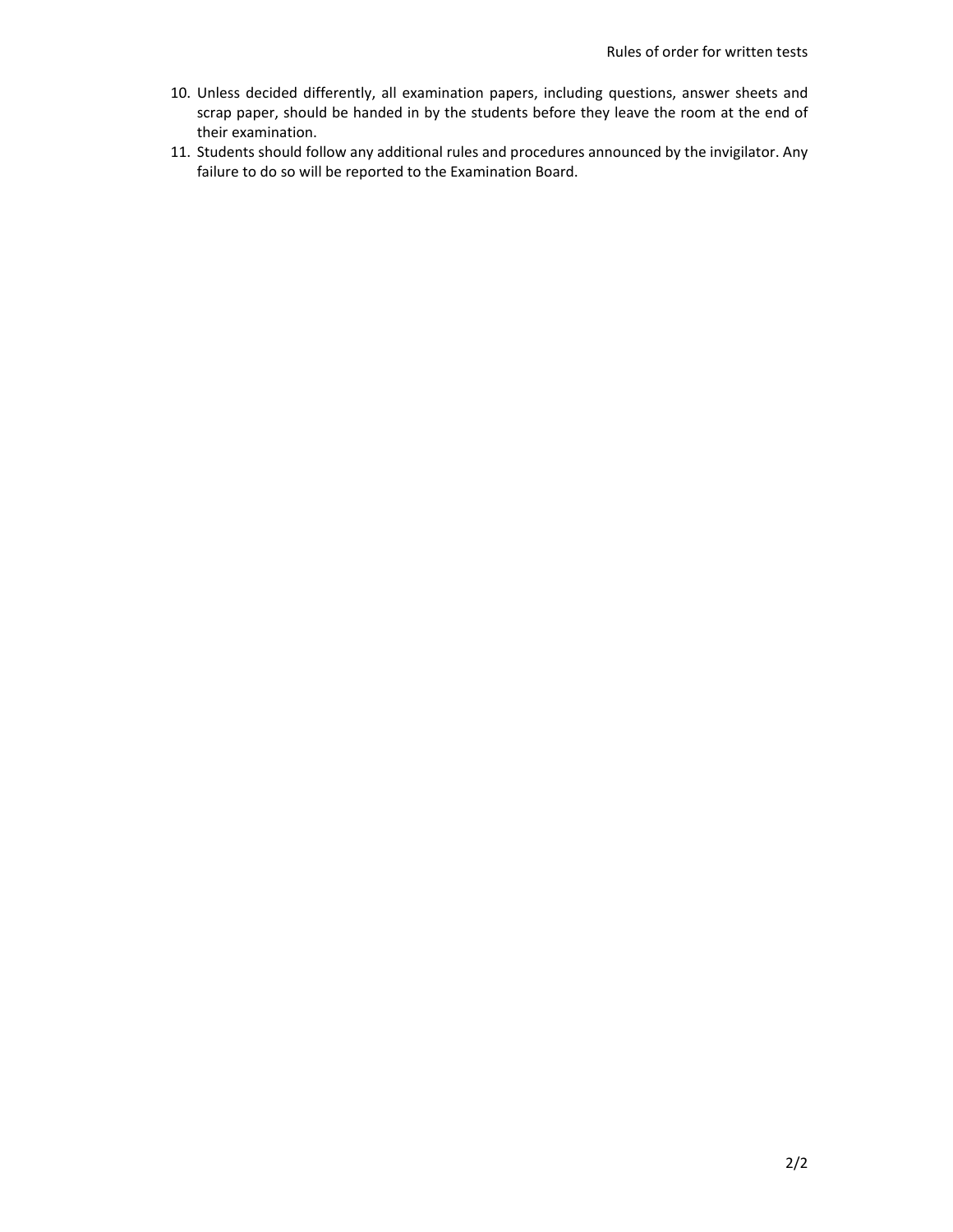10. Unless decided differently, all examination papers, including questions, answer sheets and scrap paper, should be handed in by the students before they leave the room at the end of their examination.
11. Students should follow any additional rules and procedures announced by the invigilator. Any failure to do so will be reported to the Examination Board.